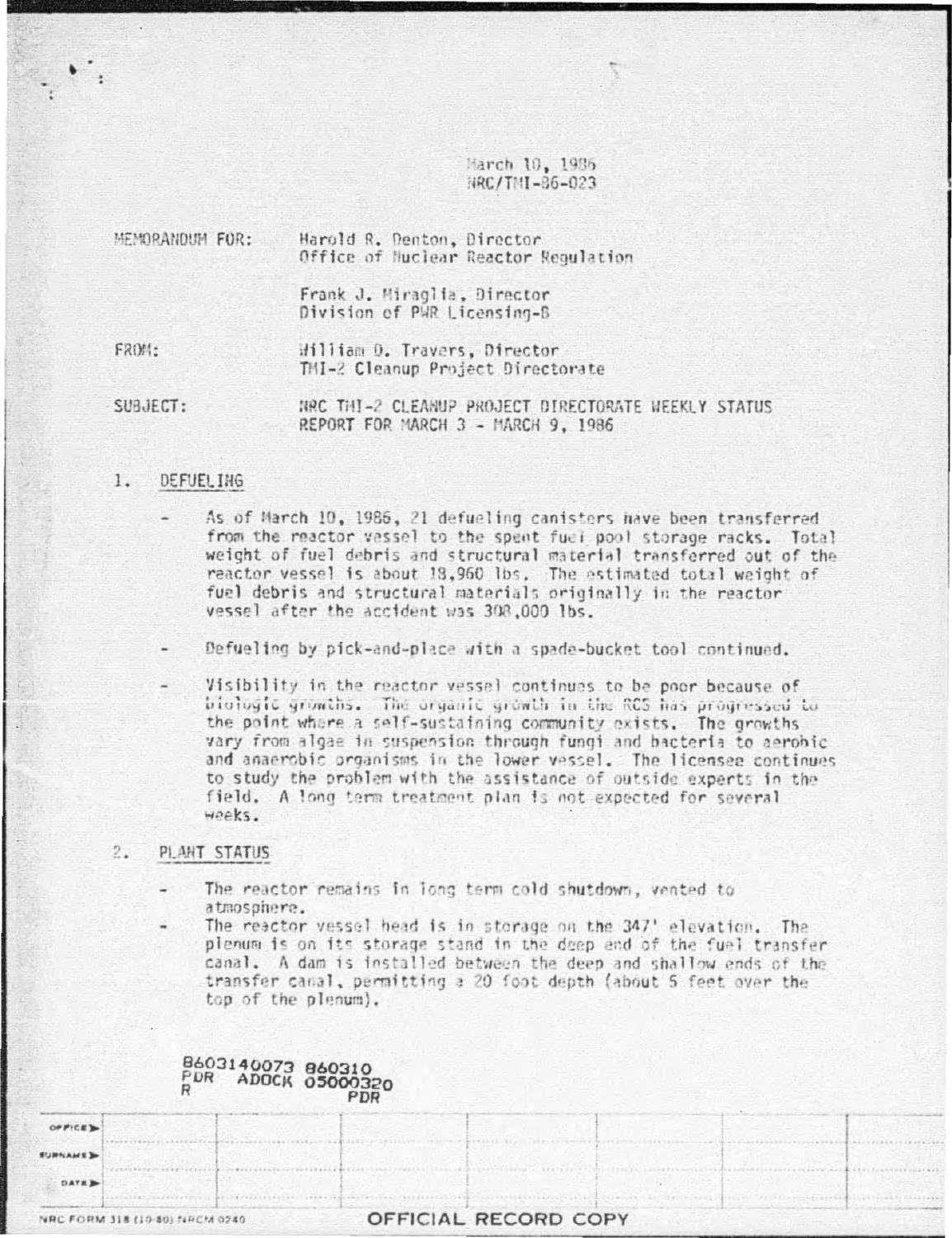March 10, 1986
NRC/TMI-86-023

MEMORANDUM FOR: Harold R. Denton, Director
Office of Nuclear Reactor Regulation

Frank J. Miraglia, Director
Division of PWR Licensing-B

FROM: William D. Travers, Director
TMI-2 Cleanup Project Directorate

SUBJECT: NRC TMI-2 CLEANUP PROJECT DIRECTORATE WEEKLY STATUS REPORT FOR MARCH 3 - MARCH 9, 1986

1. DEFUELING

- As of March 10, 1986, 21 defueling canisters have been transferred from the reactor vessel to the spent fuel pool storage racks. Total weight of fuel debris and structural material transferred out of the reactor vessel is about 18,960 lbs. The estimated total weight of fuel debris and structural materials originally in the reactor vessel after the accident was 308,000 lbs.

- Defueling by pick-and-place with a spade-bucket tool continued.

- Visibility in the reactor vessel continues to be poor because of biologic growths. The organic growth in the RCS has progressed to the point where a self-sustaining community exists. The growths vary from algae in suspension through fungi and bacteria to aerobic and anaerobic organisms in the lower vessel. The licensee continues to study the problem with the assistance of outside experts in the field. A long term treatment plan is not expected for several weeks.

2. PLANT STATUS

- The reactor remains in long term cold shutdown, vented to atmosphere.
- The reactor vessel head is in storage on the 347' elevation. The plenum is on its storage stand in the deep end of the fuel transfer canal. A dam is installed between the deep and shallow ends of the transfer canal, permitting a 20 foot depth (about 5 feet over the top of the plenum).

8603140073 860310
PDR ADOCK 05000320
R PDR

NRC FORM 318 (10-80) NRCM 0240

OFFICIAL RECORD COPY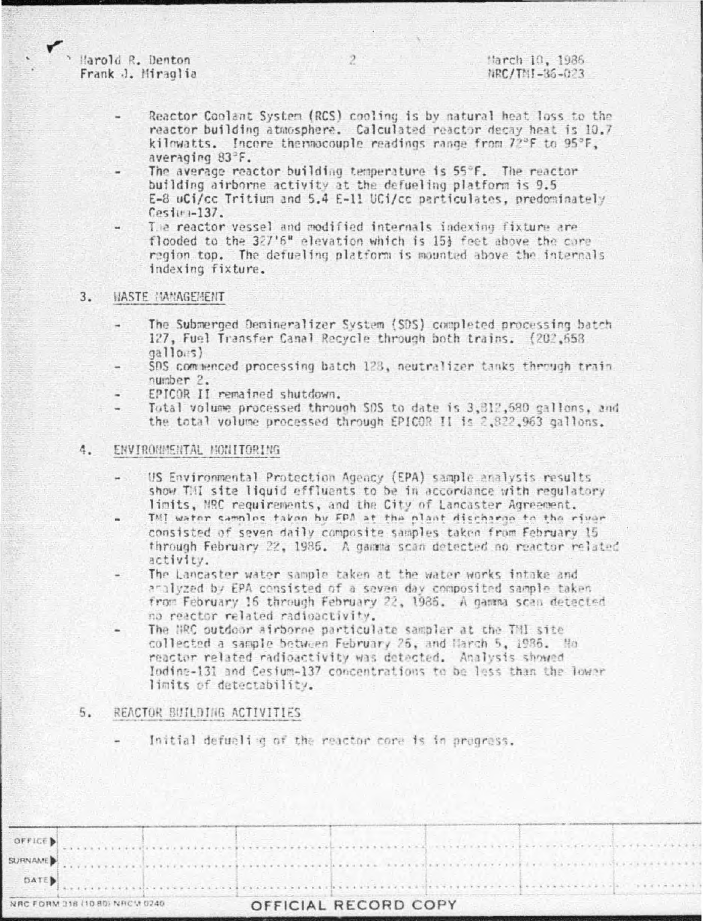Harold R. Denton
Frank J. Miraglia

March 10, 1986
NRC/TMI-86-023

- Reactor Coolant System (RCS) cooling is by natural heat loss to the reactor building atmosphere. Calculated reactor decay heat is 10.7 kilowatts. Incore thermocouple readings range from 72°F to 95°F, averaging 83°F.
- The average reactor building temperature is 55°F. The reactor building airborne activity at the defueling platform is 9.5 E-8 uCi/cc Tritium and 5.4 E-11 UCi/cc particulates, predominately Cesium-137.
- The reactor vessel and modified internals indexing fixture are flooded to the 327'6" elevation which is 15½ feet above the core region top. The defueling platform is mounted above the internals indexing fixture.

3. WASTE MANAGEMENT

- The Submerged Demineralizer System (SDS) completed processing batch 127, Fuel Transfer Canal Recycle through both trains. (202,658 gallons)
- SDS commenced processing batch 128, neutralizer tanks through train number 2.
- EPICOR II remained shutdown.
- Total volume processed through SDS to date is 3,812,680 gallons, and the total volume processed through EPICOR II is 2,822,963 gallons.

4. ENVIRONMENTAL MONITORING

- US Environmental Protection Agency (EPA) sample analysis results show TMI site liquid effluents to be in accordance with regulatory limits, NRC requirements, and the City of Lancaster Agreement.
- TMI water samples taken by EPA at the plant discharge to the river consisted of seven daily composite samples taken from February 15 through February 22, 1986. A gamma scan detected no reactor related activity.
- The Lancaster water sample taken at the water works intake and analyzed by EPA consisted of a seven day composited sample taken from February 16 through February 22, 1986. A gamma scan detected no reactor related radioactivity.
- The NRC outdoor airborne particulate sampler at the TMI site collected a sample between February 26, and March 5, 1986. No reactor related radioactivity was detected. Analysis showed Iodine-131 and Cesium-137 concentrations to be less than the lower limits of detectability.

5. REACTOR BUILDING ACTIVITIES

- Initial defueling of the reactor core is in progress.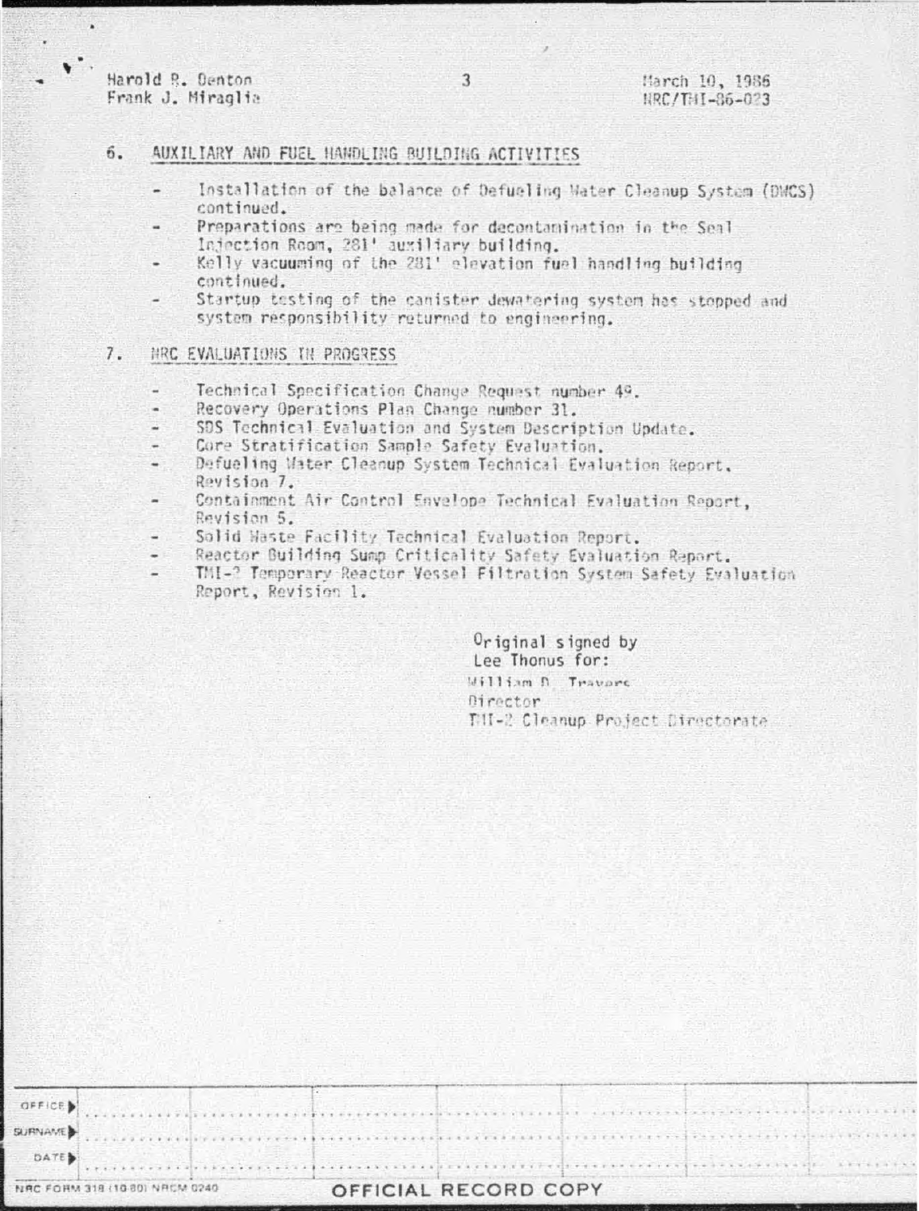## 6. AUXILIARY AND FUEL HANDLING BUILDING ACTIVITIES

- Installation of the balance of Defueling Water Cleanup System (DWCS) continued.
- Preparations are being made for decontamination in the Seal Injection Room, 281' auxiliary building.
- Kelly vacuuming of the 281' elevation fuel handling building continued.
- Startup testing of the canister dewatering system has stopped and system responsibility returned to engineering.

## 7. NRC EVALUATIONS IN PROGRESS

- Technical Specification Change Request number 49.
- Recovery Operations Plan Change number 31.
- SDS Technical Evaluation and System Description Update.
- Core Stratification Sample Safety Evaluation.
- Defueling Water Cleanup System Technical Evaluation Report, Revision 7.
- Containment Air Control Envelope Technical Evaluation Report, Revision 5.
- Solid Waste Facility Technical Evaluation Report.
- Reactor Building Sump Criticality Safety Evaluation Report.
- TMI-2 Temporary Reactor Vessel Filtration System Safety Evaluation Report, Revision 1.

Original signed by
Lee Thonus for:
William D. Travers
Director
TMI-2 Cleanup Project Directorate

| OFFICE | | | | | | | |
|---|---|---|---|---|---|---|---|
| SURNAME | | | | | | | |
| DATE | | | | | | | |

NRC FORM 318 (10-80) NRCM 0240

OFFICIAL RECORD COPY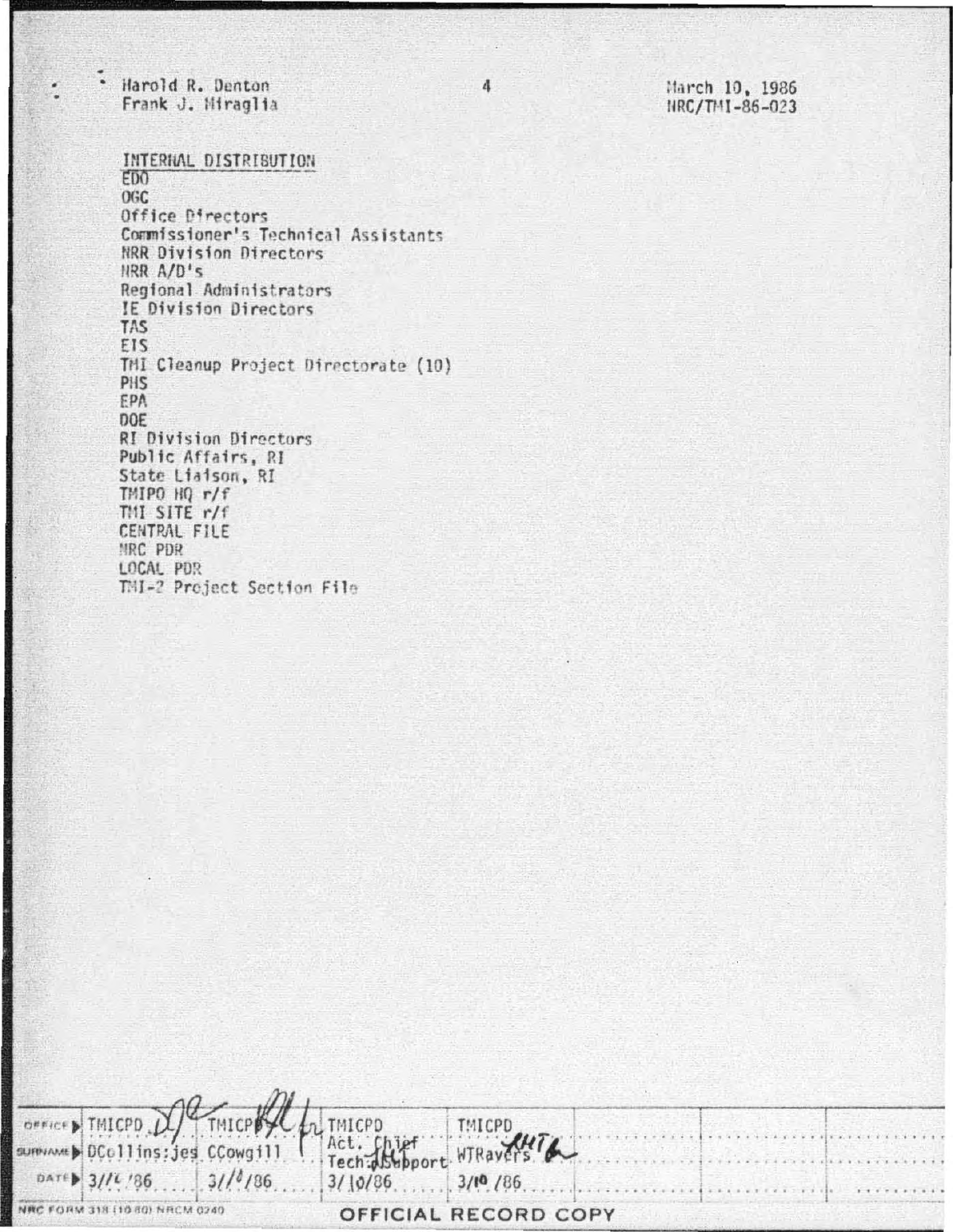Harold R. Denton
Frank J. Miraglia

March 10, 1986
NRC/TMI-86-023

INTERNAL DISTRIBUTION
EDO
OGC
Office Directors
Commissioner's Technical Assistants
NRR Division Directors
NRR A/D's
Regional Administrators
IE Division Directors
TAS
EIS
TMI Cleanup Project Directorate (10)
PHS
EPA
DOE
RI Division Directors
Public Affairs, RI
State Liaison, RI
TMIPO HQ r/f
TMI SITE r/f
CENTRAL FILE
NRC PDR
LOCAL PDR
TMI-2 Project Section File

| | | | | | | | |
|---|---|---|---|---|---|---|---|
| OFFICE | TMICPD | TMICPD | TMICPD Act. Chief Tech. Support | TMICPD | | | |
| SURNAME | DCollins:jes | CCowgill | | WTRavers | | | |
| DATE | 3/10/86 | 3/10/86 | 3/10/86 | 3/10/86 | | | |

NRC FORM 318 (10 80) NRCM 0240

OFFICIAL RECORD COPY